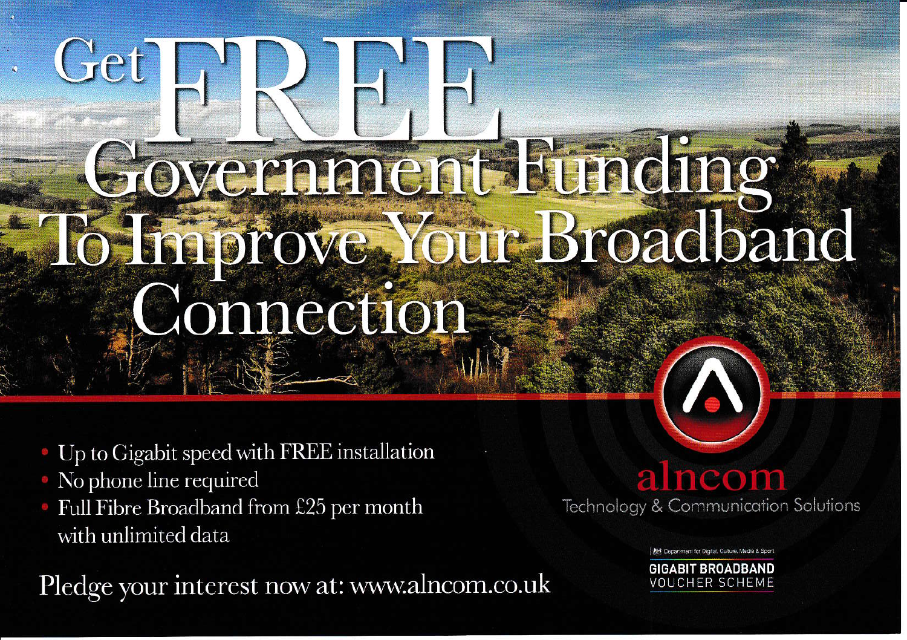# Get FREE Government Funding To Improve Your Broadband Connection

- Up to Gigabit speed with FREE installation
- No phone line required
- Full Fibre Broadband from £25 per month with unlimited data

Pledge your interest now at: www.alncom.co.uk

**alncom**

Technology & Communication Solutions

Department for Digital, Culture, Media & Sport

**GIGABIT BROADBAND**
VOUCHER SCHEME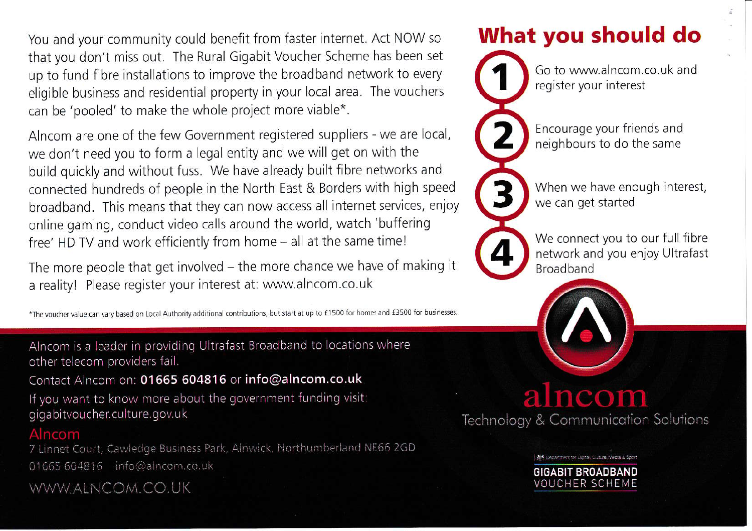You and your community could benefit from faster internet. Act NOW so that you don't miss out. The Rural Gigabit Voucher Scheme has been set up to fund fibre installations to improve the broadband network to every eligible business and residential property in your local area. The vouchers can be 'pooled' to make the whole project more viable*.

Alncom are one of the few Government registered suppliers - we are local, we don't need you to form a legal entity and we will get on with the build quickly and without fuss. We have already built fibre networks and connected hundreds of people in the North East & Borders with high speed broadband. This means that they can now access all internet services, enjoy online gaming, conduct video calls around the world, watch 'buffering free' HD TV and work efficiently from home – all at the same time!

The more people that get involved – the more chance we have of making it a reality! Please register your interest at: www.alncom.co.uk

*The voucher value can vary based on Local Authority additional contributions, but start at up to £1500 for homes and £3500 for businesses.

## What you should do

1. Go to www.alncom.co.uk and register your interest
2. Encourage your friends and neighbours to do the same
3. When we have enough interest, we can get started
4. We connect you to our full fibre network and you enjoy Ultrafast Broadband

Alncom is a leader in providing Ultrafast Broadband to locations where other telecom providers fail.

Contact Alncom on: **01665 604816** or **info@alncom.co.uk**

If you want to know more about the government funding visit: gigabitvoucher.culture.gov.uk

**Alncom**
7 Linnet Court, Cawledge Business Park, Alnwick, Northumberland NE66 2GD
01665 604816 info@alncom.co.uk
WWW.ALNCOM.CO.UK

alncom
Technology & Communication Solutions

Department for Digital, Culture, Media & Sport
GIGABIT BROADBAND VOUCHER SCHEME